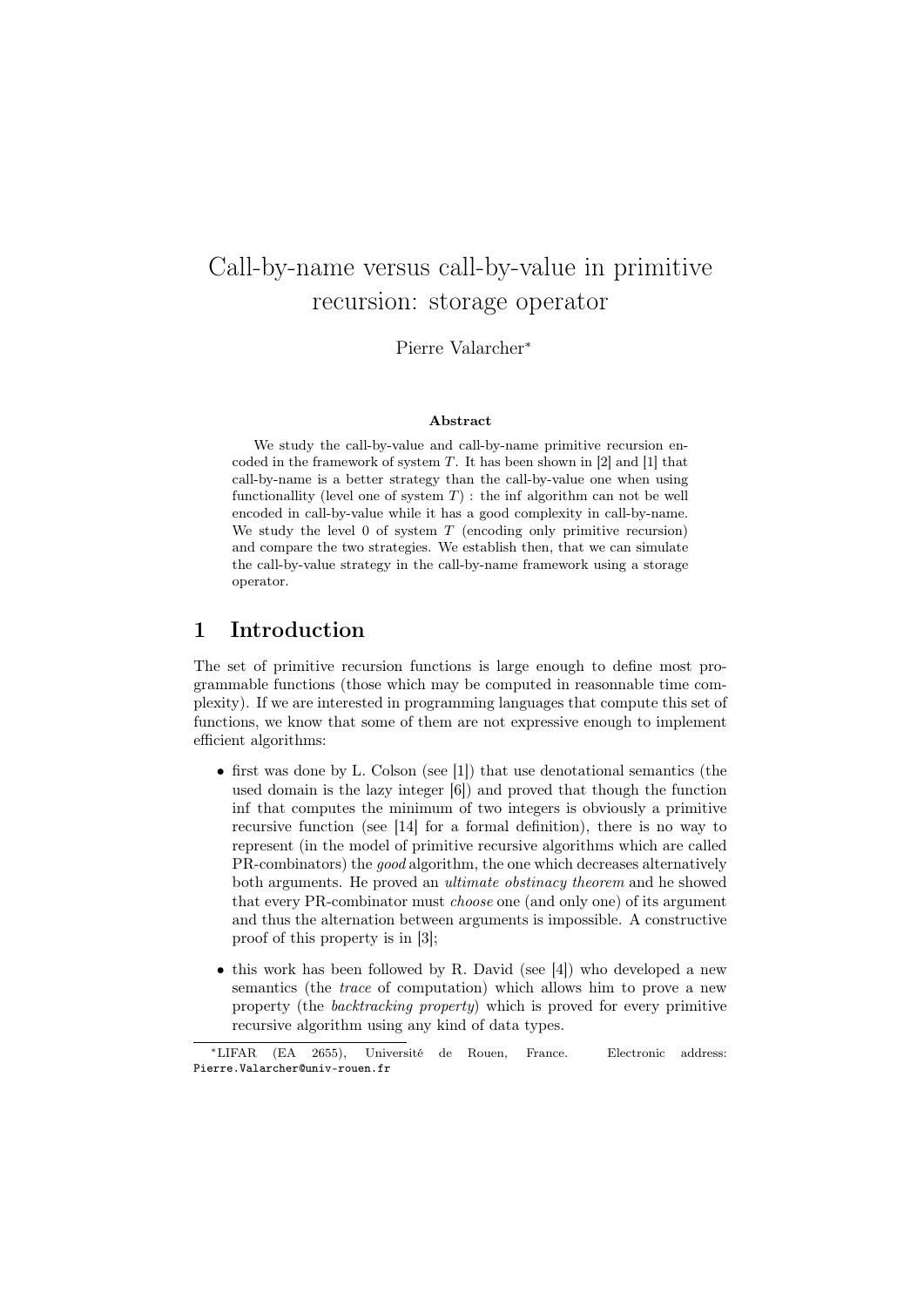# Call-by-name versus call-by-value in primitive recursion: storage operator

Pierre Valarcher*

### Abstract

We study the call-by-value and call-by-name primitive recursion encoded in the framework of system $T$. It has been shown in [2] and [1] that call-by-name is a better strategy than the call-by-value one when using functionallity (level one of system $T$) : the inf algorithm can not be well encoded in call-by-value while it has a good complexity in call-by-name. We study the level 0 of system $T$ (encoding only primitive recursion) and compare the two strategies. We establish then, that we can simulate the call-by-value strategy in the call-by-name framework using a storage operator.

## 1 Introduction

The set of primitive recursion functions is large enough to define most programmable functions (those which may be computed in reasonnable time complexity). If we are interested in programming languages that compute this set of functions, we know that some of them are not expressive enough to implement efficient algorithms:

- first was done by L. Colson (see [1]) that use denotational semantics (the used domain is the lazy integer [6]) and proved that though the function inf that computes the minimum of two integers is obviously a primitive recursive function (see [14] for a formal definition), there is no way to represent (in the model of primitive recursive algorithms which are called PR-combinators) the *good* algorithm, the one which decreases alternatively both arguments. He proved an *ultimate obstinacy theorem* and he showed that every PR-combinator must *choose* one (and only one) of its argument and thus the alternation between arguments is impossible. A constructive proof of this property is in [3];
- this work has been followed by R. David (see [4]) who developed a new semantics (the *trace* of computation) which allows him to prove a new property (the *backtracking property*) which is proved for every primitive recursive algorithm using any kind of data types.

*LIFAR (EA 2655), Université de Rouen, France. Electronic address: Pierre.Valarcher@univ-rouen.fr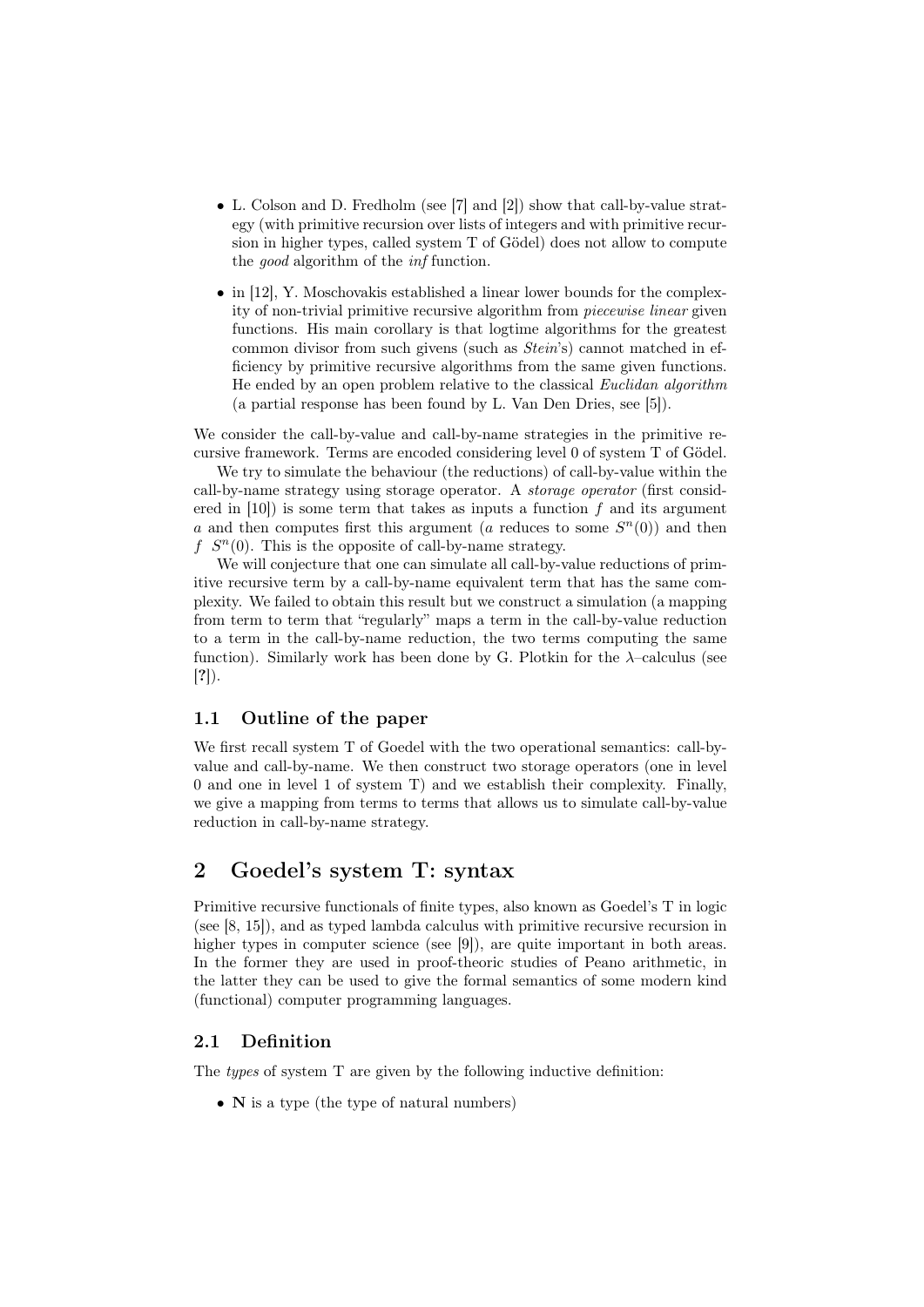- L. Colson and D. Fredholm (see [7] and [2]) show that call-by-value strategy (with primitive recursion over lists of integers and with primitive recursion in higher types, called system T of Gödel) does not allow to compute the *good* algorithm of the *inf* function.
- in [12], Y. Moschovakis established a linear lower bounds for the complexity of non-trivial primitive recursive algorithm from *piecewise linear* given functions. His main corollary is that logtime algorithms for the greatest common divisor from such givens (such as *Stein*'s) cannot matched in efficiency by primitive recursive algorithms from the same given functions. He ended by an open problem relative to the classical *Euclidan algorithm* (a partial response has been found by L. Van Den Dries, see [5]).

We consider the call-by-value and call-by-name strategies in the primitive recursive framework. Terms are encoded considering level 0 of system T of Gödel.

We try to simulate the behaviour (the reductions) of call-by-value within the call-by-name strategy using storage operator. A *storage operator* (first considered in [10]) is some term that takes as inputs a function $f$ and its argument $a$ and then computes first this argument ($a$ reduces to some $S^n(0)$) and then $f\ S^n(0)$. This is the opposite of call-by-name strategy.

We will conjecture that one can simulate all call-by-value reductions of primitive recursive term by a call-by-name equivalent term that has the same complexity. We failed to obtain this result but we construct a simulation (a mapping from term to term that "regularly" maps a term in the call-by-value reduction to a term in the call-by-name reduction, the two terms computing the same function). Similarly work has been done by G. Plotkin for the $\lambda$–calculus (see [**?**]).

### 1.1 Outline of the paper

We first recall system T of Goedel with the two operational semantics: call-by-value and call-by-name. We then construct two storage operators (one in level 0 and one in level 1 of system T) and we establish their complexity. Finally, we give a mapping from terms to terms that allows us to simulate call-by-value reduction in call-by-name strategy.

## 2 Goedel's system T: syntax

Primitive recursive functionals of finite types, also known as Goedel's T in logic (see [8, 15]), and as typed lambda calculus with primitive recursive recursion in higher types in computer science (see [9]), are quite important in both areas. In the former they are used in proof-theoric studies of Peano arithmetic, in the latter they can be used to give the formal semantics of some modern kind (functional) computer programming languages.

### 2.1 Definition

The *types* of system T are given by the following inductive definition:

- $\mathbf{N}$ is a type (the type of natural numbers)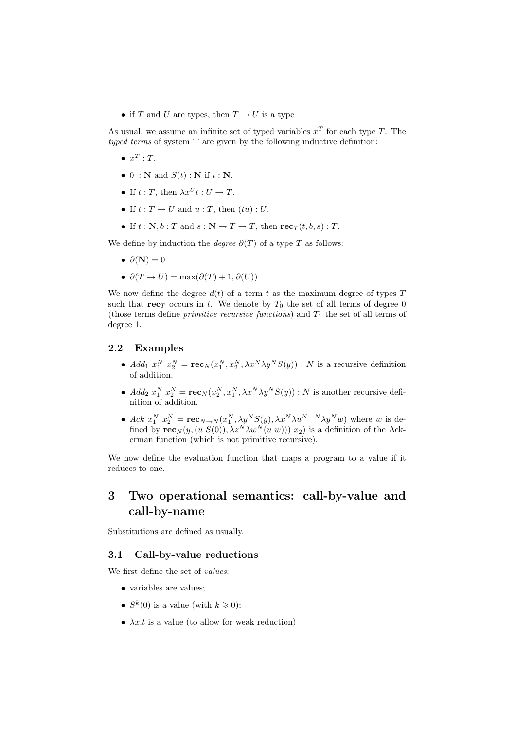- if $T$ and $U$ are types, then $T \to U$ is a type

As usual, we assume an infinite set of typed variables $x^T$ for each type $T$. The *typed terms* of system T are given by the following inductive definition:

- $x^T : T$.
- $0 \ : \mathbf{N}$ and $S(t) : \mathbf{N}$ if $t : \mathbf{N}$.
- If $t : T$, then $\lambda x^U t : U \to T$.
- If $t : T \to U$ and $u : T$, then $(tu) : U$.
- If $t : \mathbf{N}, b : T$ and $s : \mathbf{N} \to T \to T$, then $\mathbf{rec}_T(t, b, s) : T$.

We define by induction the *degree* $\partial(T)$ of a type $T$ as follows:

- $\partial(\mathbf{N}) = 0$
- $\partial(T \to U) = \max(\partial(T) + 1, \partial(U))$

We now define the degree $d(t)$ of a term $t$ as the maximum degree of types $T$ such that $\mathbf{rec}_T$ occurs in $t$. We denote by $T_0$ the set of all terms of degree 0 (those terms define *primitive recursive functions*) and $T_1$ the set of all terms of degree 1.

### 2.2 Examples

- $Add_1\ x_1^N\ x_2^N = \mathbf{rec}_N(x_1^N, x_2^N, \lambda x^N \lambda y^N S(y)) : N$ is a recursive definition of addition.
- $Add_2\ x_1^N\ x_2^N = \mathbf{rec}_N(x_2^N, x_1^N, \lambda x^N \lambda y^N S(y)) : N$ is another recursive definition of addition.
- $Ack\ x_1^N\ x_2^N = \mathbf{rec}_{N \to N}(x_1^N, \lambda y^N S(y), \lambda x^N \lambda u^{N \to N} \lambda y^N w)$ where $w$ is defined by $\mathbf{rec}_N(y, (u\ S(0)), \lambda z^N \lambda w^N (u\ w)))\ x_2)$ is a definition of the Ackerman function (which is not primitive recursive).

We now define the evaluation function that maps a program to a value if it reduces to one.

## 3 Two operational semantics: call-by-value and call-by-name

Substitutions are defined as usually.

### 3.1 Call-by-value reductions

We first define the set of *values*:

- variables are values;
- $S^k(0)$ is a value (with $k \geqslant 0$);
- $\lambda x.t$ is a value (to allow for weak reduction)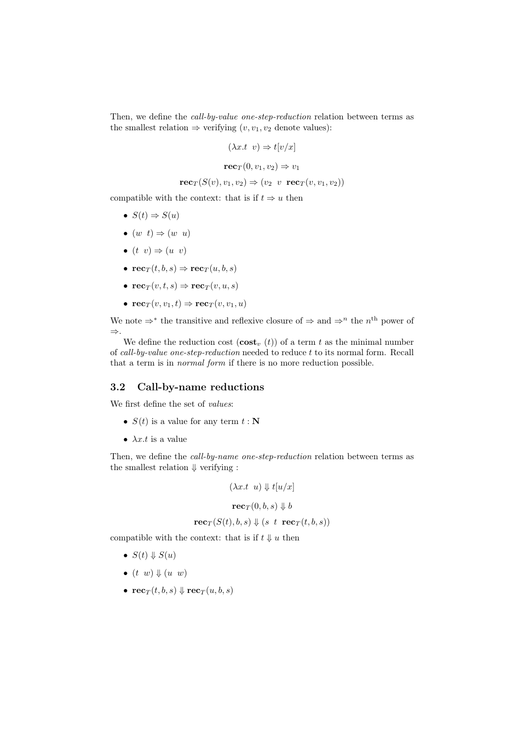Then, we define the *call-by-value one-step-reduction* relation between terms as the smallest relation $\Rightarrow$ verifying ($v, v_1, v_2$ denote values):

$$(\lambda x.t \;\; v) \Rightarrow t[v/x]$$

$$\mathbf{rec}_T(0, v_1, v_2) \Rightarrow v_1$$

$$\mathbf{rec}_T(S(v), v_1, v_2) \Rightarrow (v_2 \;\; v \;\; \mathbf{rec}_T(v, v_1, v_2))$$

compatible with the context: that is if $t \Rightarrow u$ then

- $S(t) \Rightarrow S(u)$
- $(w \;\; t) \Rightarrow (w \;\; u)$
- $(t \;\; v) \Rightarrow (u \;\; v)$
- $\mathbf{rec}_T(t, b, s) \Rightarrow \mathbf{rec}_T(u, b, s)$
- $\mathbf{rec}_T(v, t, s) \Rightarrow \mathbf{rec}_T(v, u, s)$
- $\mathbf{rec}_T(v, v_1, t) \Rightarrow \mathbf{rec}_T(v, v_1, u)$

We note $\Rightarrow^*$ the transitive and reflexive closure of $\Rightarrow$ and $\Rightarrow^n$ the $n^{\text{th}}$ power of $\Rightarrow$.

We define the reduction cost ($\mathbf{cost}_v\ (t)$) of a term $t$ as the minimal number of *call-by-value one-step-reduction* needed to reduce $t$ to its normal form. Recall that a term is in *normal form* if there is no more reduction possible.

### 3.2 Call-by-name reductions

We first define the set of *values*:

- $S(t)$ is a value for any term $t : \mathbf{N}$
- $\lambda x.t$ is a value

Then, we define the *call-by-name one-step-reduction* relation between terms as the smallest relation $\Downarrow$ verifying :

$$(\lambda x.t \;\; u) \Downarrow t[u/x]$$

$$\mathbf{rec}_T(0, b, s) \Downarrow b$$

$$\mathbf{rec}_T(S(t), b, s) \Downarrow (s \;\; t \;\; \mathbf{rec}_T(t, b, s))$$

compatible with the context: that is if $t \Downarrow u$ then

- $S(t) \Downarrow S(u)$
- $(t \;\; w) \Downarrow (u \;\; w)$
- $\mathbf{rec}_T(t, b, s) \Downarrow \mathbf{rec}_T(u, b, s)$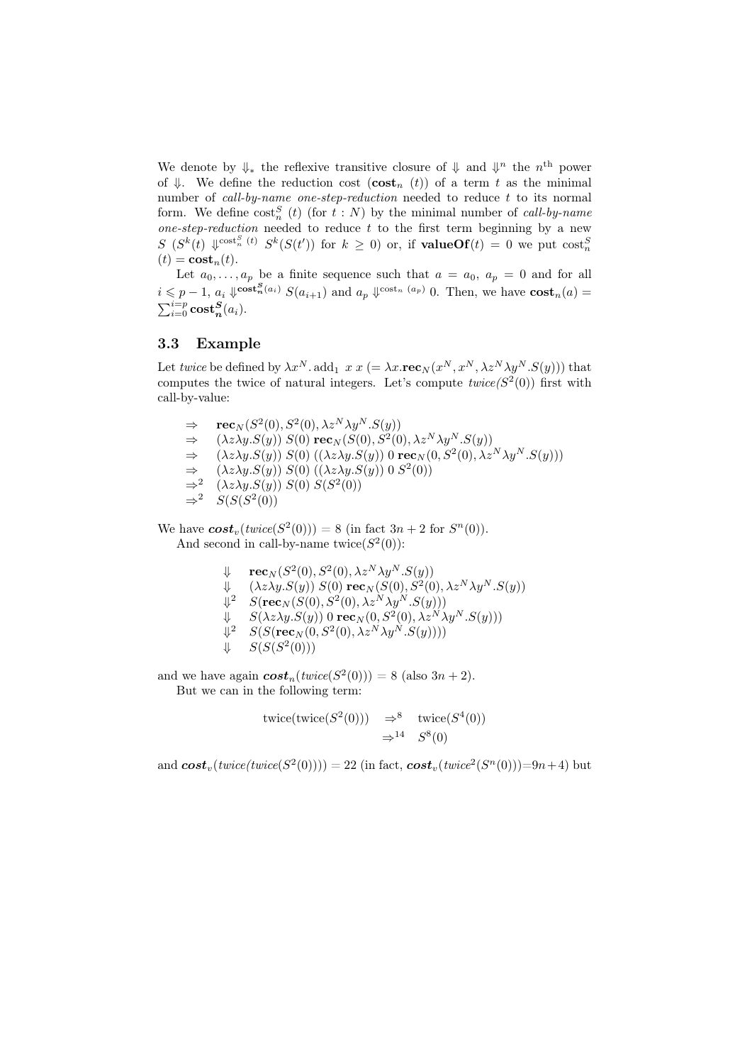We denote by $\Downarrow_*$ the reflexive transitive closure of $\Downarrow$ and $\Downarrow^n$ the $n^{\text{th}}$ power of $\Downarrow$. We define the reduction cost ($\mathbf{cost}_n$ $(t)$) of a term $t$ as the minimal number of *call-by-name one-step-reduction* needed to reduce $t$ to its normal form. We define $\text{cost}_n^S$ $(t)$ (for $t : N$) by the minimal number of *call-by-name one-step-reduction* needed to reduce $t$ to the first term beginning by a new $S$ ($S^k(t) \Downarrow^{\text{cost}_n^S (t)} S^k(S(t'))$ for $k \geq 0$) or, if $\mathbf{valueOf}(t) = 0$ we put $\text{cost}_n^S$ $(t) = \mathbf{cost}_n(t)$.

Let $a_0, \ldots, a_p$ be a finite sequence such that $a = a_0$, $a_p = 0$ and for all $i \leqslant p-1$, $a_i \Downarrow^{\mathbf{cost}_n^S(a_i)} S(a_{i+1})$ and $a_p \Downarrow^{\text{cost}_n\ (a_p)} 0$. Then, we have $\mathbf{cost}_n(a) = \sum_{i=0}^{i=p} \mathbf{cost}_n^S(a_i)$.

### 3.3 Example

Let *twice* be defined by $\lambda x^N.\,\text{add}_1\ x\ x$ ($= \lambda x.\mathbf{rec}_N(x^N, x^N, \lambda z^N \lambda y^N.S(y))$) that computes the twice of natural integers. Let's compute *twice*$(S^2(0))$ first with call-by-value:

$$
\begin{array}{ll}
\Rightarrow & \mathbf{rec}_N(S^2(0), S^2(0), \lambda z^N \lambda y^N.S(y)) \\
\Rightarrow & (\lambda z \lambda y.S(y))\ S(0)\ \mathbf{rec}_N(S(0), S^2(0), \lambda z^N \lambda y^N.S(y)) \\
\Rightarrow & (\lambda z \lambda y.S(y))\ S(0)\ ((\lambda z \lambda y.S(y))\ 0\ \mathbf{rec}_N(0, S^2(0), \lambda z^N \lambda y^N.S(y))) \\
\Rightarrow & (\lambda z \lambda y.S(y))\ S(0)\ ((\lambda z \lambda y.S(y))\ 0\ S^2(0)) \\
\Rightarrow^2 & (\lambda z \lambda y.S(y))\ S(0)\ S(S^2(0)) \\
\Rightarrow^2 & S(S(S^2(0)))
\end{array}
$$

We have $\boldsymbol{cost}_v(twice(S^2(0))) = 8$ (in fact $3n+2$ for $S^n(0)$).

And second in call-by-name twice$(S^2(0))$:

$$
\begin{array}{ll}
\Downarrow & \mathbf{rec}_N(S^2(0), S^2(0), \lambda z^N \lambda y^N.S(y)) \\
\Downarrow & (\lambda z \lambda y.S(y))\ S(0)\ \mathbf{rec}_N(S(0), S^2(0), \lambda z^N \lambda y^N.S(y)) \\
\Downarrow^2 & S(\mathbf{rec}_N(S(0), S^2(0), \lambda z^N \lambda y^N.S(y))) \\
\Downarrow & S((\lambda z \lambda y.S(y))\ 0\ \mathbf{rec}_N(0, S^2(0), \lambda z^N \lambda y^N.S(y))) \\
\Downarrow^2 & S(S(\mathbf{rec}_N(0, S^2(0), \lambda z^N \lambda y^N.S(y)))) \\
\Downarrow & S(S(S^2(0)))
\end{array}
$$

and we have again $\boldsymbol{cost}_n(twice(S^2(0))) = 8$ (also $3n+2$).

But we can in the following term:

$$
\begin{array}{rll}
\text{twice}(\text{twice}(S^2(0))) & \Rightarrow^8 & \text{twice}(S^4(0)) \\
& \Rightarrow^{14} & S^8(0)
\end{array}
$$

and $\boldsymbol{cost}_v(twice(twice(S^2(0)))) = 22$ (in fact, $\boldsymbol{cost}_v(twice^2(S^n(0)))=9n+4$) but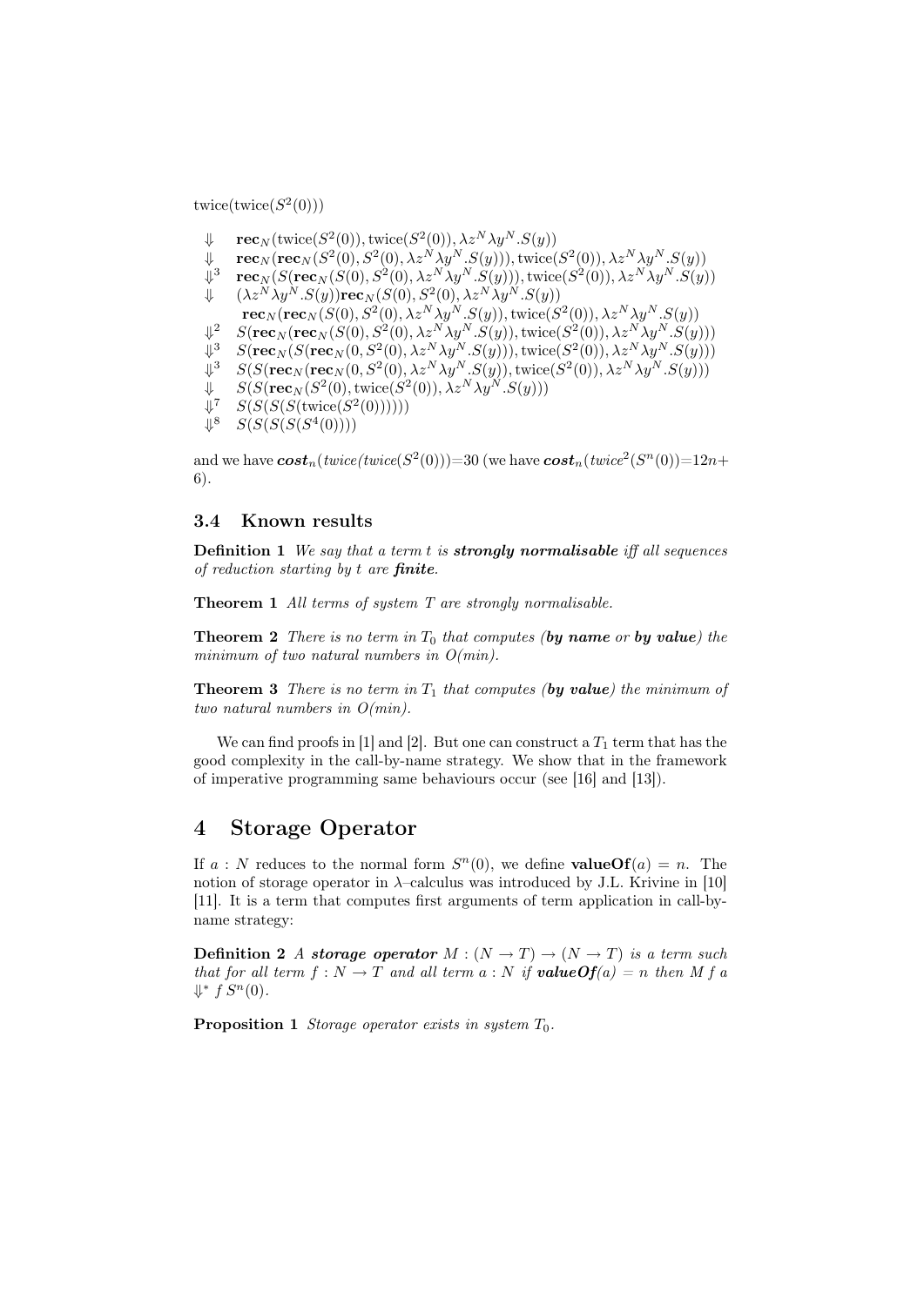twice(twice($S^2(0)$))

$$
\begin{array}{ll}
\Downarrow & \mathbf{rec}_N(\text{twice}(S^2(0)), \text{twice}(S^2(0)), \lambda z^N \lambda y^N.S(y)) \\
\Downarrow & \mathbf{rec}_N(\mathbf{rec}_N(S^2(0), S^2(0), \lambda z^N \lambda y^N.S(y))), \text{twice}(S^2(0)), \lambda z^N \lambda y^N.S(y)) \\
\Downarrow^3 & \mathbf{rec}_N(S(\mathbf{rec}_N(S(0), S^2(0), \lambda z^N \lambda y^N.S(y))), \text{twice}(S^2(0)), \lambda z^N \lambda y^N.S(y)) \\
\Downarrow & (\lambda z^N \lambda y^N.S(y))\mathbf{rec}_N(S(0), S^2(0), \lambda z^N \lambda y^N.S(y)) \\
 & \mathbf{rec}_N(\mathbf{rec}_N(S(0), S^2(0), \lambda z^N \lambda y^N.S(y)), \text{twice}(S^2(0)), \lambda z^N \lambda y^N.S(y)) \\
\Downarrow^2 & S(\mathbf{rec}_N(\mathbf{rec}_N(S(0), S^2(0), \lambda z^N \lambda y^N.S(y)), \text{twice}(S^2(0)), \lambda z^N \lambda y^N.S(y))) \\
\Downarrow^3 & S(\mathbf{rec}_N(S(\mathbf{rec}_N(0, S^2(0), \lambda z^N \lambda y^N.S(y))), \text{twice}(S^2(0)), \lambda z^N \lambda y^N.S(y))) \\
\Downarrow^3 & S(S(\mathbf{rec}_N(\mathbf{rec}_N(0, S^2(0), \lambda z^N \lambda y^N.S(y)), \text{twice}(S^2(0)), \lambda z^N \lambda y^N.S(y))) \\
\Downarrow & S(S(\mathbf{rec}_N(S^2(0), \text{twice}(S^2(0)), \lambda z^N \lambda y^N.S(y))) \\
\Downarrow^7 & S(S(S(S(\text{twice}(S^2(0)))))) \\
\Downarrow^8 & S(S(S(S(S^4(0)))))
\end{array}
$$

and we have $\boldsymbol{cost}_n$(*twice(twice($S^2(0)$))*)=30 (we have $\boldsymbol{cost}_n(\textit{twice}^2(S^n(0))=12n+6)$.

### 3.4 Known results

**Definition 1** *We say that a term t is* ***strongly normalisable*** *iff all sequences of reduction starting by t are* ***finite****.*

**Theorem 1** *All terms of system T are strongly normalisable.*

**Theorem 2** *There is no term in $T_0$ that computes (**by name** or **by value**) the minimum of two natural numbers in O(min).*

**Theorem 3** *There is no term in $T_1$ that computes (**by value**) the minimum of two natural numbers in O(min).*

We can find proofs in [1] and [2]. But one can construct a $T_1$ term that has the good complexity in the call-by-name strategy. We show that in the framework of imperative programming same behaviours occur (see [16] and [13]).

## 4 Storage Operator

If $a : N$ reduces to the normal form $S^n(0)$, we define $\mathbf{valueOf}(a) = n$. The notion of storage operator in $\lambda$–calculus was introduced by J.L. Krivine in [10] [11]. It is a term that computes first arguments of term application in call-by-name strategy:

**Definition 2** *A* ***storage operator*** *$M : (N \rightarrow T) \rightarrow (N \rightarrow T)$ is a term such that for all term $f : N \rightarrow T$ and all term $a : N$ if* ***valueOf****($a$) $= n$ then $M\, f\, a \Downarrow^* f\, S^n(0)$.*

**Proposition 1** *Storage operator exists in system $T_0$.*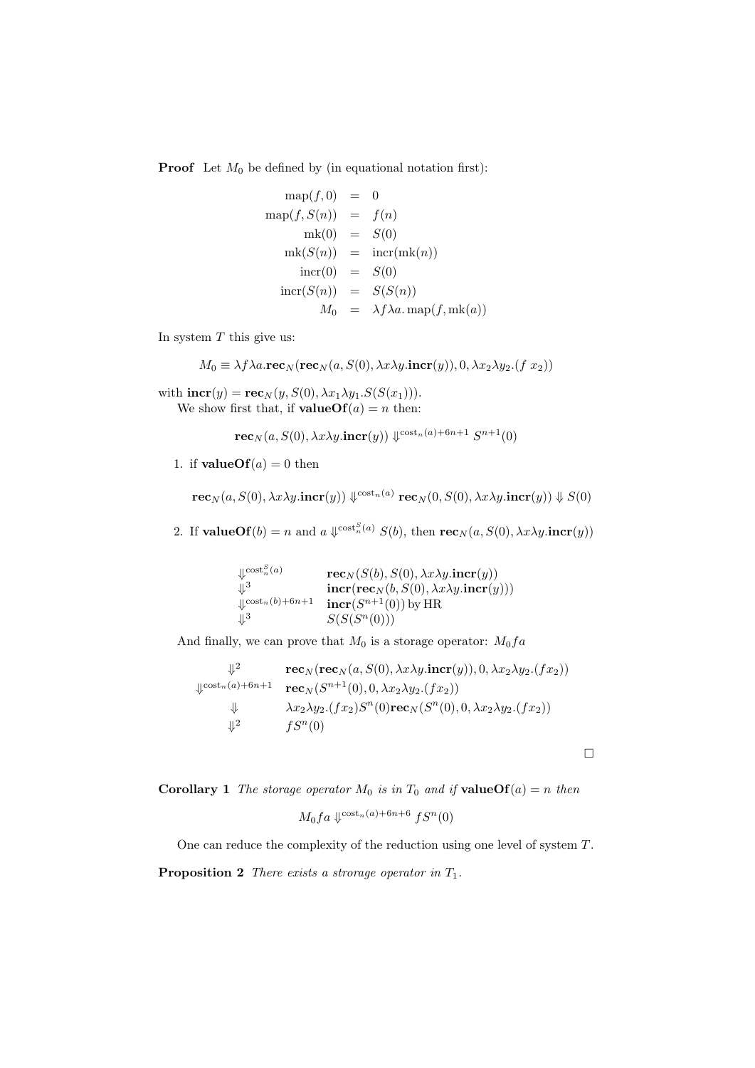**Proof** Let $M_0$ be defined by (in equational notation first):

$$
\begin{array}{rcl}
\mathrm{map}(f,0) & = & 0 \\
\mathrm{map}(f,S(n)) & = & f(n) \\
\mathrm{mk}(0) & = & S(0) \\
\mathrm{mk}(S(n)) & = & \mathrm{incr}(\mathrm{mk}(n)) \\
\mathrm{incr}(0) & = & S(0) \\
\mathrm{incr}(S(n)) & = & S(S(n)) \\
M_0 & = & \lambda f \lambda a.\, \mathrm{map}(f, \mathrm{mk}(a))
\end{array}
$$

In system $T$ this give us:

$$M_0 \equiv \lambda f \lambda a.\mathbf{rec}_N(\mathbf{rec}_N(a, S(0), \lambda x \lambda y.\mathbf{incr}(y)), 0, \lambda x_2 \lambda y_2.(f\ x_2))$$

with $\mathbf{incr}(y) = \mathbf{rec}_N(y, S(0), \lambda x_1 \lambda y_1.S(S(x_1)))$.

We show first that, if $\mathbf{valueOf}(a) = n$ then:

$$\mathbf{rec}_N(a, S(0), \lambda x \lambda y.\mathbf{incr}(y)) \Downarrow^{\mathrm{cost}_n(a)+6n+1} S^{n+1}(0)$$

1. if $\mathbf{valueOf}(a) = 0$ then

$$\mathbf{rec}_N(a, S(0), \lambda x \lambda y.\mathbf{incr}(y)) \Downarrow^{\mathrm{cost}_n(a)} \mathbf{rec}_N(0, S(0), \lambda x \lambda y.\mathbf{incr}(y)) \Downarrow S(0)$$

2. If $\mathbf{valueOf}(b) = n$ and $a \Downarrow^{\mathrm{cost}^S_n(a)} S(b)$, then $\mathbf{rec}_N(a, S(0), \lambda x \lambda y.\mathbf{incr}(y))$

$$
\begin{array}{ll}
\Downarrow^{\mathrm{cost}^S_n(a)} & \mathbf{rec}_N(S(b), S(0), \lambda x \lambda y.\mathbf{incr}(y)) \\
\Downarrow^3 & \mathbf{incr}(\mathbf{rec}_N(b, S(0), \lambda x \lambda y.\mathbf{incr}(y))) \\
\Downarrow^{\mathrm{cost}_n(b)+6n+1} & \mathbf{incr}(S^{n+1}(0)) \text{ by HR} \\
\Downarrow^3 & S(S(S^n(0)))
\end{array}
$$

And finally, we can prove that $M_0$ is a storage operator: $M_0 f a$

$$
\begin{array}{ll}
\Downarrow^2 & \mathbf{rec}_N(\mathbf{rec}_N(a, S(0), \lambda x \lambda y.\mathbf{incr}(y)), 0, \lambda x_2 \lambda y_2.(f x_2)) \\
\Downarrow^{\mathrm{cost}_n(a)+6n+1} & \mathbf{rec}_N(S^{n+1}(0), 0, \lambda x_2 \lambda y_2.(f x_2)) \\
\Downarrow & \lambda x_2 \lambda y_2.(f x_2) S^n(0) \mathbf{rec}_N(S^n(0), 0, \lambda x_2 \lambda y_2.(f x_2)) \\
\Downarrow^2 & f S^n(0)
\end{array}
$$

□

**Corollary 1** *The storage operator $M_0$ is in $T_0$ and if $\mathbf{valueOf}(a) = n$ then*

$$M_0 f a \Downarrow^{\mathrm{cost}_n(a)+6n+6} f S^n(0)$$

One can reduce the complexity of the reduction using one level of system $T$.

**Proposition 2** *There exists a strorage operator in $T_1$.*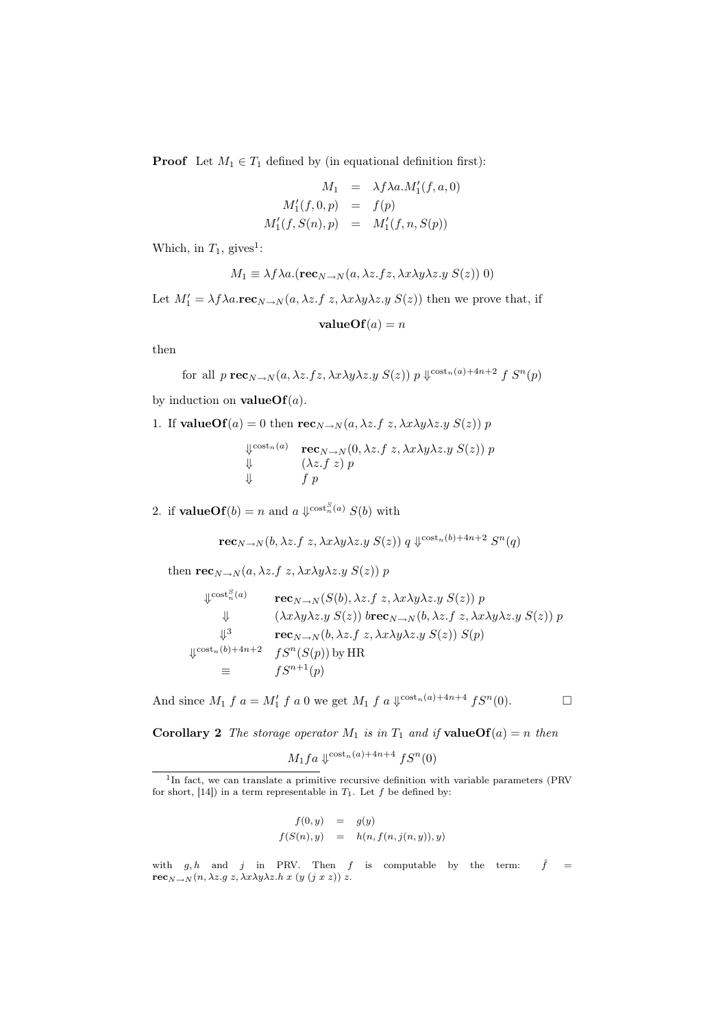**Proof** Let $M_1 \in T_1$ defined by (in equational definition first):

$$\begin{array}{rcl} M_1 & = & \lambda f \lambda a. M_1'(f, a, 0) \\ M_1'(f, 0, p) & = & f(p) \\ M_1'(f, S(n), p) & = & M_1'(f, n, S(p)) \end{array}$$

Which, in $T_1$, gives[1]:

$$M_1 \equiv \lambda f \lambda a.(\mathbf{rec}_{N \to N}(a, \lambda z.fz, \lambda x \lambda y \lambda z.y\ S(z))\ 0)$$

Let $M_1' = \lambda f \lambda a.\mathbf{rec}_{N \to N}(a, \lambda z.f\ z, \lambda x \lambda y \lambda z.y\ S(z))$ then we prove that, if

$$\mathbf{valueOf}(a) = n$$

then

$$\text{for all } p\ \mathbf{rec}_{N \to N}(a, \lambda z.fz, \lambda x \lambda y \lambda z.y\ S(z))\ p \Downarrow^{\text{cost}_n(a)+4n+2} f\ S^n(p)$$

by induction on $\mathbf{valueOf}(a)$.

1. If $\mathbf{valueOf}(a) = 0$ then $\mathbf{rec}_{N \to N}(a, \lambda z.f\ z, \lambda x \lambda y \lambda z.y\ S(z))\ p$

$$\begin{array}{ll} \Downarrow^{\text{cost}_n(a)} & \mathbf{rec}_{N \to N}(0, \lambda z.f\ z, \lambda x \lambda y \lambda z.y\ S(z))\ p \\ \Downarrow & (\lambda z.f\ z)\ p \\ \Downarrow & f\ p \end{array}$$

2. if $\mathbf{valueOf}(b) = n$ and $a \Downarrow^{\text{cost}_n^S(a)} S(b)$ with

$$\mathbf{rec}_{N \to N}(b, \lambda z.f\ z, \lambda x \lambda y \lambda z.y\ S(z))\ q \Downarrow^{\text{cost}_n(b)+4n+2} S^n(q)$$

then $\mathbf{rec}_{N \to N}(a, \lambda z.f\ z, \lambda x \lambda y \lambda z.y\ S(z))\ p$

$$\begin{array}{ll} \Downarrow^{\text{cost}_n^S(a)} & \mathbf{rec}_{N \to N}(S(b), \lambda z.f\ z, \lambda x \lambda y \lambda z.y\ S(z))\ p \\ \Downarrow & (\lambda x \lambda y \lambda z.y\ S(z))\ b\mathbf{rec}_{N \to N}(b, \lambda z.f\ z, \lambda x \lambda y \lambda z.y\ S(z))\ p \\ \Downarrow^3 & \mathbf{rec}_{N \to N}(b, \lambda z.f\ z, \lambda x \lambda y \lambda z.y\ S(z))\ S(p) \\ \Downarrow^{\text{cost}_n(b)+4n+2} & fS^n(S(p)) \text{ by HR} \\ \equiv & fS^{n+1}(p) \end{array}$$

And since $M_1\ f\ a = M_1'\ f\ a\ 0$ we get $M_1\ f\ a \Downarrow^{\text{cost}_n(a)+4n+4} fS^n(0)$. □

**Corollary 2** *The storage operator $M_1$ is in $T_1$ and if $\mathbf{valueOf}(a) = n$ then*

$$M_1 f a \Downarrow^{\text{cost}_n(a)+4n+4} fS^n(0)$$

---

[1] In fact, we can translate a primitive recursive definition with variable parameters (PRV for short, [14]) in a term representable in $T_1$. Let $f$ be defined by:

$$\begin{array}{rcl} f(0, y) & = & g(y) \\ f(S(n), y) & = & h(n, f(n, j(n, y)), y) \end{array}$$

with $g, h$ and $j$ in PRV. Then $f$ is computable by the term: $\hat{f} = \mathbf{rec}_{N \to N}(n, \lambda z.g\ z, \lambda x \lambda y \lambda z.h\ x\ (y\ (j\ x\ z))\ z)$.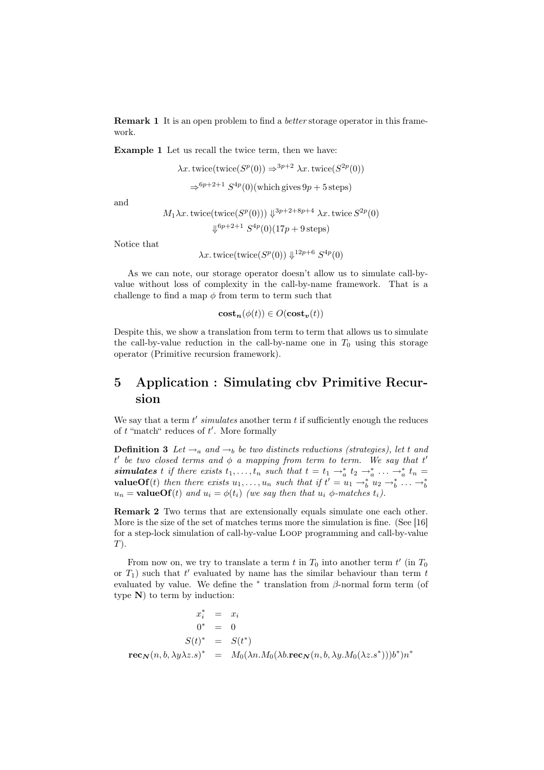**Remark 1** It is an open problem to find a *better* storage operator in this framework.

**Example 1** Let us recall the twice term, then we have:

$$\lambda x.\,\text{twice}(\text{twice}(S^p(0)) \Rightarrow^{3p+2} \lambda x.\,\text{twice}(S^{2p}(0))$$

$$\Rightarrow^{6p+2+1} S^{4p}(0)(\text{which gives } 9p+5 \text{ steps})$$

and

$$M_1 \lambda x.\,\text{twice}(\text{twice}(S^p(0))) \Downarrow^{3p+2+8p+4} \lambda x.\,\text{twice}\, S^{2p}(0)$$

$$\Downarrow^{6p+2+1} S^{4p}(0)(17p+9 \text{ steps})$$

Notice that

$$\lambda x.\,\text{twice}(\text{twice}(S^p(0)) \Downarrow^{12p+6} S^{4p}(0)$$

As we can note, our storage operator doesn't allow us to simulate call-by-value without loss of complexity in the call-by-name framework. That is a challenge to find a map $\phi$ from term to term such that

$$\mathbf{cost}_{\boldsymbol{n}}(\phi(t)) \in O(\mathbf{cost}_{\boldsymbol{v}}(t))$$

Despite this, we show a translation from term to term that allows us to simulate the call-by-value reduction in the call-by-name one in $T_0$ using this storage operator (Primitive recursion framework).

# 5 Application : Simulating cbv Primitive Recursion

We say that a term $t'$ *simulates* another term $t$ if sufficiently enough the reduces of $t$ "match" reduces of $t'$. More formally

**Definition 3** *Let $\to_a$ and $\to_b$ be two distincts reductions (strategies), let $t$ and $t'$ be two closed terms and $\phi$ a mapping from term to term. We say that $t'$ **simulates** $t$ if there exists $t_1, \ldots, t_n$ such that $t = t_1 \to_a^* t_2 \to_a^* \ldots \to_a^* t_n =$ $\mathbf{valueOf}(t)$ then there exists $u_1, \ldots, u_n$ such that if $t' = u_1 \to_b^* u_2 \to_b^* \ldots \to_b^*$ $u_n = \mathbf{valueOf}(t)$ and $u_i = \phi(t_i)$ (we say then that $u_i$ $\phi$-matches $t_i$).*

**Remark 2** Two terms that are extensionally equals simulate one each other. More is the size of the set of matches terms more the simulation is fine. (See [16] for a step-lock simulation of call-by-value Loop programming and call-by-value $T$).

From now on, we try to translate a term $t$ in $T_0$ into another term $t'$ (in $T_0$ or $T_1$) such that $t'$ evaluated by name has the similar behaviour than term $t$ evaluated by value. We define the $^*$ translation from $\beta$-normal form term (of type $\mathbf{N}$) to term by induction:

$$\begin{aligned}
x_i^* &= x_i \\
0^* &= 0 \\
S(t)^* &= S(t^*) \\
\mathbf{rec}_{\boldsymbol{N}}(n, b, \lambda y \lambda z.s)^* &= M_0(\lambda n.M_0(\lambda b.\mathbf{rec}_{\boldsymbol{N}}(n, b, \lambda y.M_0(\lambda z.s^*)))b^*)n^*
\end{aligned}$$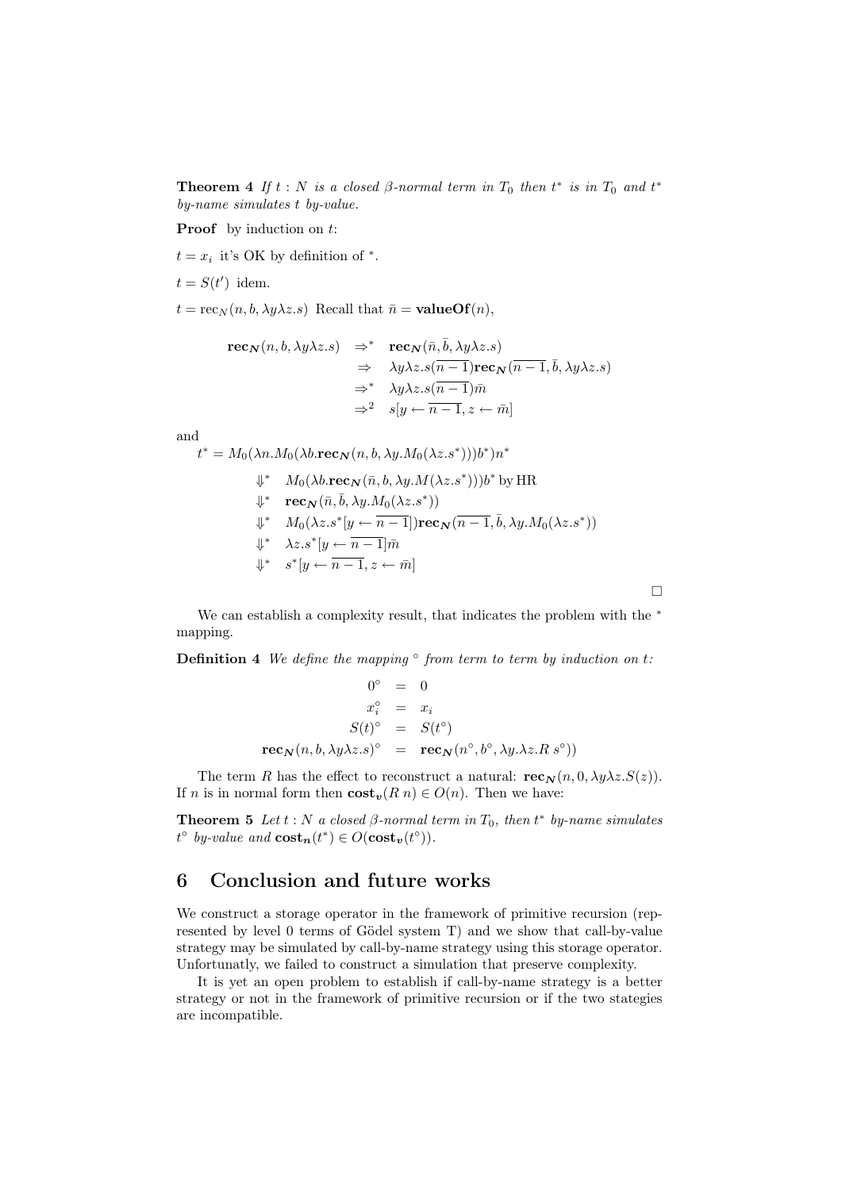**Theorem 4** *If $t : N$ is a closed $\beta$-normal term in $T_0$ then $t^*$ is in $T_0$ and $t^*$ by-name simulates $t$ by-value.*

**Proof** by induction on $t$:

$t = x_i$ it's OK by definition of $^*$.

$t = S(t')$ idem.

$t = \text{rec}_N(n, b, \lambda y \lambda z.s)$ Recall that $\bar{n} = \mathbf{valueOf}(n)$,

$$
\begin{array}{rcl}
\mathbf{rec}_{\boldsymbol{N}}(n, b, \lambda y \lambda z.s) & \Rightarrow^* & \mathbf{rec}_{\boldsymbol{N}}(\bar{n}, \bar{b}, \lambda y \lambda z.s) \\
& \Rightarrow & \lambda y \lambda z.s(\overline{n-1})\mathbf{rec}_{\boldsymbol{N}}(\overline{n-1}, \bar{b}, \lambda y \lambda z.s) \\
& \Rightarrow^* & \lambda y \lambda z.s(\overline{n-1})\bar{m} \\
& \Rightarrow^2 & s[y \leftarrow \overline{n-1}, z \leftarrow \bar{m}]
\end{array}
$$

and

$t^* = M_0(\lambda n.M_0(\lambda b.\mathbf{rec}_{\boldsymbol{N}}(n, b, \lambda y.M_0(\lambda z.s^*)))b^*)n^*$

$$
\begin{array}{ll}
\Downarrow^* & M_0(\lambda b.\mathbf{rec}_{\boldsymbol{N}}(\bar{n}, b, \lambda y.M(\lambda z.s^*)))b^* \text{ by HR} \\
\Downarrow^* & \mathbf{rec}_{\boldsymbol{N}}(\bar{n}, \bar{b}, \lambda y.M_0(\lambda z.s^*)) \\
\Downarrow^* & M_0(\lambda z.s^*[y \leftarrow \overline{n-1}])\mathbf{rec}_{\boldsymbol{N}}(\overline{n-1}, \bar{b}, \lambda y.M_0(\lambda z.s^*)) \\
\Downarrow^* & \lambda z.s^*[y \leftarrow \overline{n-1}]\bar{m} \\
\Downarrow^* & s^*[y \leftarrow \overline{n-1}, z \leftarrow \bar{m}]
\end{array}
$$

□

We can establish a complexity result, that indicates the problem with the $^*$ mapping.

**Definition 4** *We define the mapping $^\circ$ from term to term by induction on $t$:*

$$
\begin{array}{rcl}
0^\circ & = & 0 \\
x_i^\circ & = & x_i \\
S(t)^\circ & = & S(t^\circ) \\
\mathbf{rec}_{\boldsymbol{N}}(n, b, \lambda y \lambda z.s)^\circ & = & \mathbf{rec}_{\boldsymbol{N}}(n^\circ, b^\circ, \lambda y.\lambda z.R\ s^\circ))
\end{array}
$$

The term $R$ has the effect to reconstruct a natural: $\mathbf{rec}_{\boldsymbol{N}}(n, 0, \lambda y \lambda z.S(z))$. If $n$ is in normal form then $\mathbf{cost}_{\boldsymbol{v}}(R\ n) \in O(n)$. Then we have:

**Theorem 5** *Let $t : N$ a closed $\beta$-normal term in $T_0$, then $t^*$ by-name simulates $t^\circ$ by-value and $\mathbf{cost}_{\boldsymbol{n}}(t^*) \in O(\mathbf{cost}_{\boldsymbol{v}}(t^\circ))$.*

## 6 Conclusion and future works

We construct a storage operator in the framework of primitive recursion (represented by level 0 terms of Gödel system T) and we show that call-by-value strategy may be simulated by call-by-name strategy using this storage operator. Unfortunatly, we failed to construct a simulation that preserve complexity.

It is yet an open problem to establish if call-by-name strategy is a better strategy or not in the framework of primitive recursion or if the two stategies are incompatible.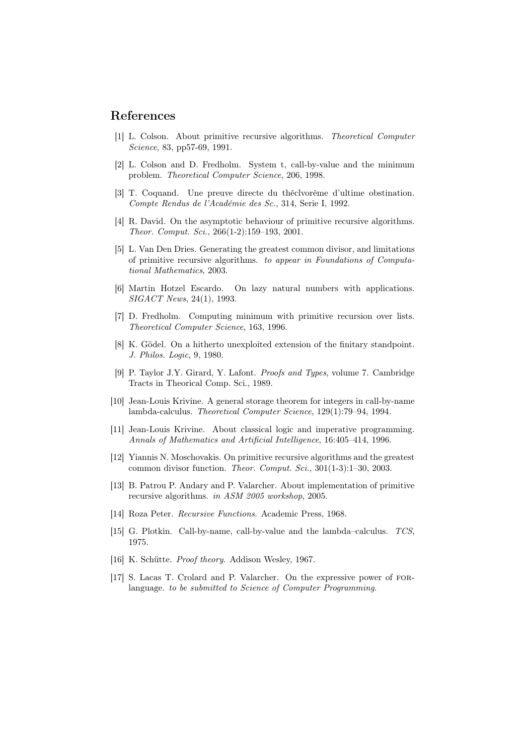## References

[1] L. Colson. About primitive recursive algorithms. *Theoretical Computer Science*, 83, pp57-69, 1991.

[2] L. Colson and D. Fredholm. System t, call-by-value and the minimum problem. *Theoretical Computer Science*, 206, 1998.

[3] T. Coquand. Une preuve directe du théclvorème d'ultime obstination. *Compte Rendus de l'Académie des Sc.*, 314, Serie I, 1992.

[4] R. David. On the asymptotic behaviour of primitive recursive algorithms. *Theor. Comput. Sci.*, 266(1-2):159–193, 2001.

[5] L. Van Den Dries. Generating the greatest common divisor, and limitations of primitive recursive algorithms. *to appear in Foundations of Computational Mathematics*, 2003.

[6] Martin Hotzel Escardo. On lazy natural numbers with applications. *SIGACT News*, 24(1), 1993.

[7] D. Fredholm. Computing minimum with primitive recursion over lists. *Theoretical Computer Science*, 163, 1996.

[8] K. Gödel. On a hitherto unexploited extension of the finitary standpoint. *J. Philos. Logic*, 9, 1980.

[9] P. Taylor J.Y. Girard, Y. Lafont. *Proofs and Types*, volume 7. Cambridge Tracts in Theorical Comp. Sci., 1989.

[10] Jean-Louis Krivine. A general storage theorem for integers in call-by-name lambda-calculus. *Theoretical Computer Science*, 129(1):79–94, 1994.

[11] Jean-Louis Krivine. About classical logic and imperative programming. *Annals of Mathematics and Artificial Intelligence*, 16:405–414, 1996.

[12] Yiannis N. Moschovakis. On primitive recursive algorithms and the greatest common divisor function. *Theor. Comput. Sci.*, 301(1-3):1–30, 2003.

[13] B. Patrou P. Andary and P. Valarcher. About implementation of primitive recursive algorithms. *in ASM 2005 workshop*, 2005.

[14] Roza Peter. *Recursive Functions*. Academic Press, 1968.

[15] G. Plotkin. Call-by-name, call-by-value and the lambda–calculus. *TCS*, 1975.

[16] K. Schütte. *Proof theory*. Addison Wesley, 1967.

[17] S. Lacas T. Crolard and P. Valarcher. On the expressive power of FOR-language. *to be submitted to Science of Computer Programming*.